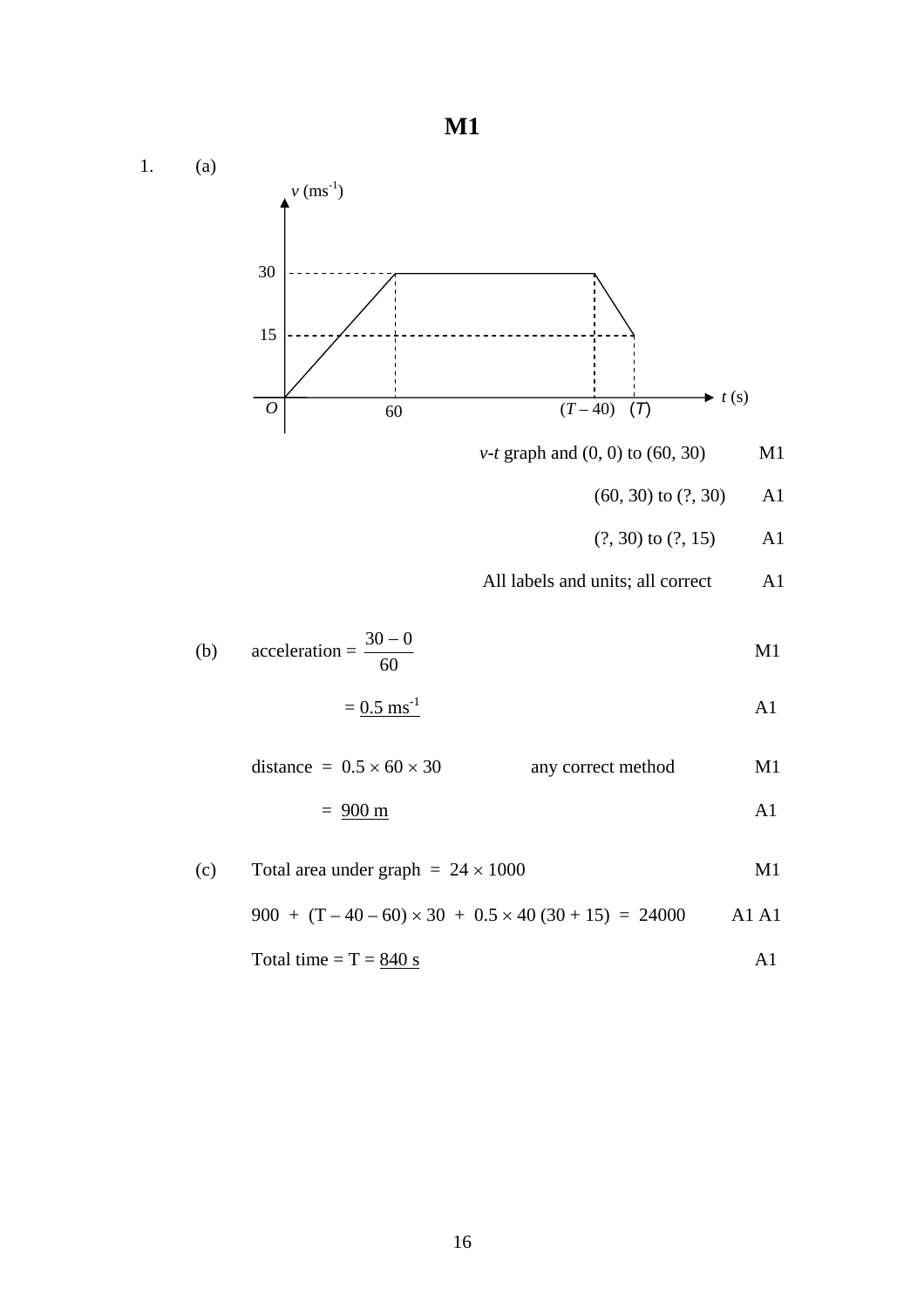# M1

1. (a)

$v$-$t$ graph and (0, 0) to (60, 30) — M1

(60, 30) to (?, 30) — A1

(?, 30) to (?, 15) — A1

All labels and units; all correct — A1

(b) acceleration = $\frac{30 - 0}{60}$ — M1

$= \underline{0.5 \text{ ms}^{-1}}$ — A1

distance = $0.5 \times 60 \times 30$ any correct method — M1

= $\underline{900 \text{ m}}$ — A1

(c) Total area under graph = $24 \times 1000$ — M1

$900 + (T - 40 - 60) \times 30 + 0.5 \times 40 (30 + 15) = 24000$ — A1 A1

Total time = T = $\underline{840 \text{ s}}$ — A1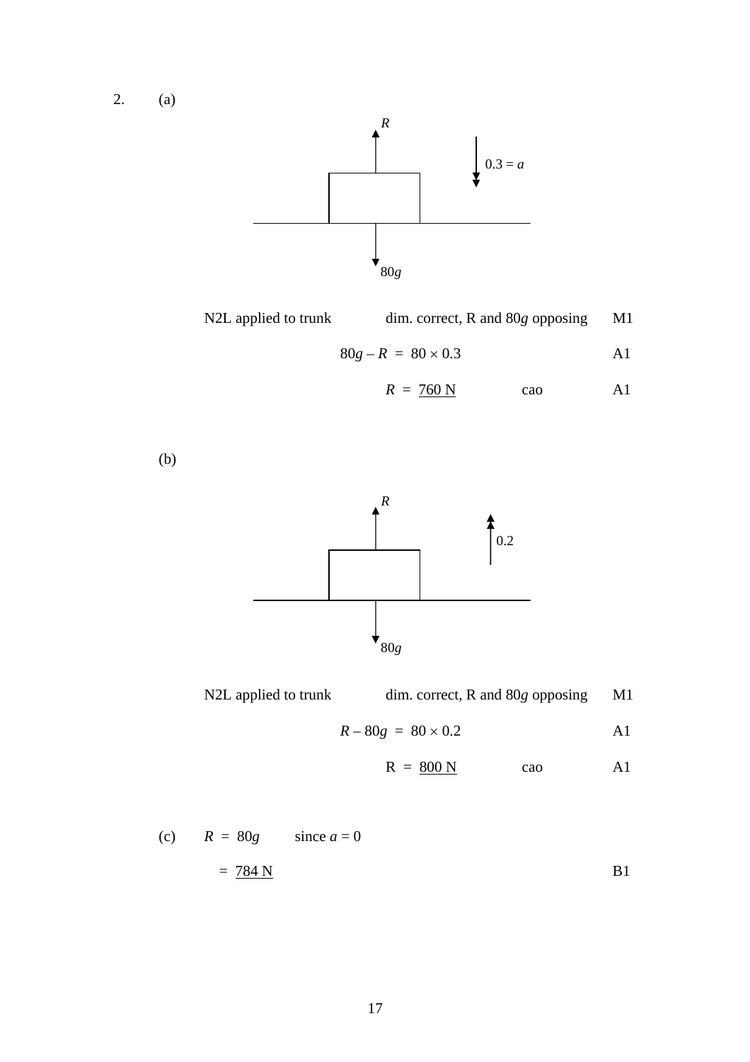2. (a)

N2L applied to trunk — dim. correct, R and $80g$ opposing — M1

$$80g - R = 80 \times 0.3$$ A1

$$R = \underline{760 \text{ N}}$$ cao A1

(b)

N2L applied to trunk — dim. correct, R and $80g$ opposing — M1

$$R - 80g = 80 \times 0.2$$ A1

$$R = \underline{800 \text{ N}}$$ cao A1

(c) $R = 80g$ since $a = 0$

$= \underline{784 \text{ N}}$ B1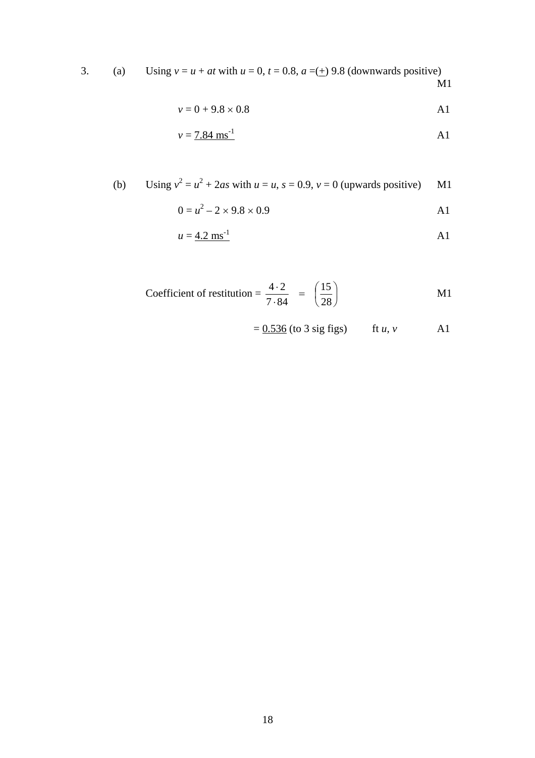3. (a) Using $v = u + at$ with $u = 0$, $t = 0.8$, $a = (\underline{+})\ 9.8$ (downwards positive) M1

$v = 0 + 9.8 \times 0.8$ A1

$v = \underline{7.84 \text{ ms}^{-1}}$ A1

(b) Using $v^2 = u^2 + 2as$ with $u = u$, $s = 0.9$, $v = 0$ (upwards positive) M1

$0 = u^2 - 2 \times 9.8 \times 0.9$ A1

$u = \underline{4.2 \text{ ms}^{-1}}$ A1

Coefficient of restitution $= \dfrac{4 \cdot 2}{7 \cdot 84} = \left(\dfrac{15}{28}\right)$ M1

$= \underline{0.536}$ (to 3 sig figs) ft $u$, $v$ A1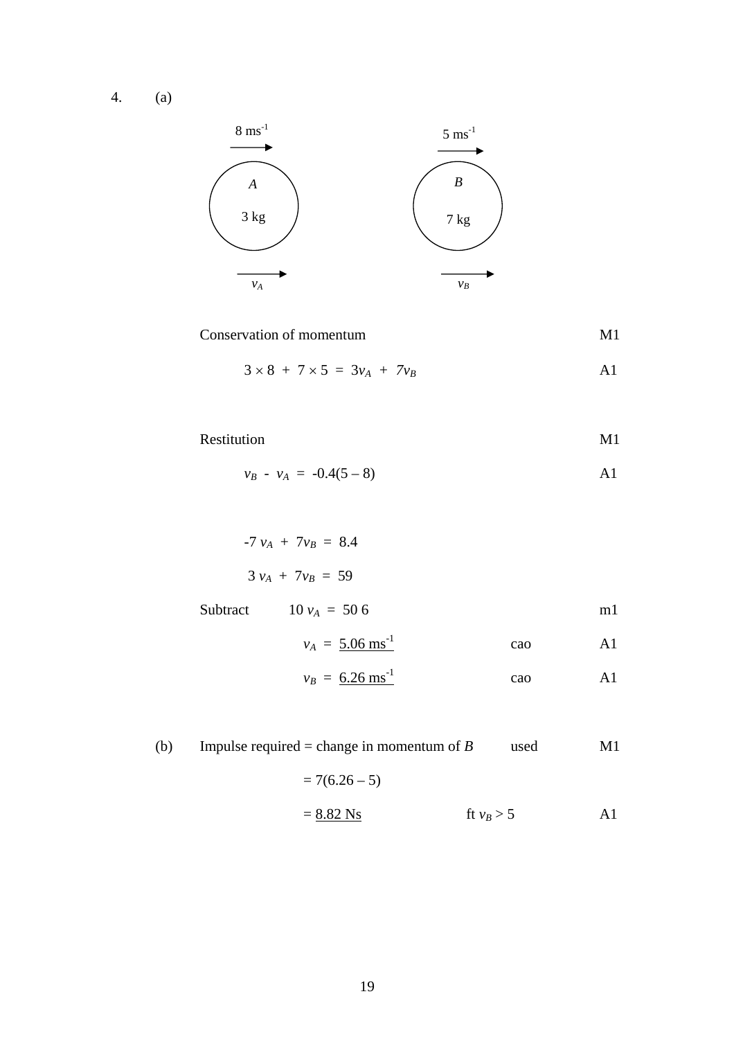4. (a)

$8 \text{ ms}^{-1}$ → A, 3 kg; $5 \text{ ms}^{-1}$ → B, 7 kg; after collision: $v_A$ →, $v_B$ →

| | | |
|---|---|---|
| Conservation of momentum | | M1 |
| $3 \times 8 + 7 \times 5 = 3v_A + 7v_B$ | | A1 |
| Restitution | | M1 |
| $v_B - v_A = -0.4(5 - 8)$ | | A1 |
| $-7v_A + 7v_B = 8.4$ | | |
| $3v_A + 7v_B = 59$ | | |
| Subtract $10v_A = 50\ 6$ | | m1 |
| $v_A = \underline{5.06 \text{ ms}^{-1}}$ | cao | A1 |
| $v_B = \underline{6.26 \text{ ms}^{-1}}$ | cao | A1 |

(b)

| | | |
|---|---|---|
| Impulse required = change in momentum of $B$ | used | M1 |
| $= 7(6.26 - 5)$ | | |
| $= \underline{8.82 \text{ Ns}}$ | ft $v_B > 5$ | A1 |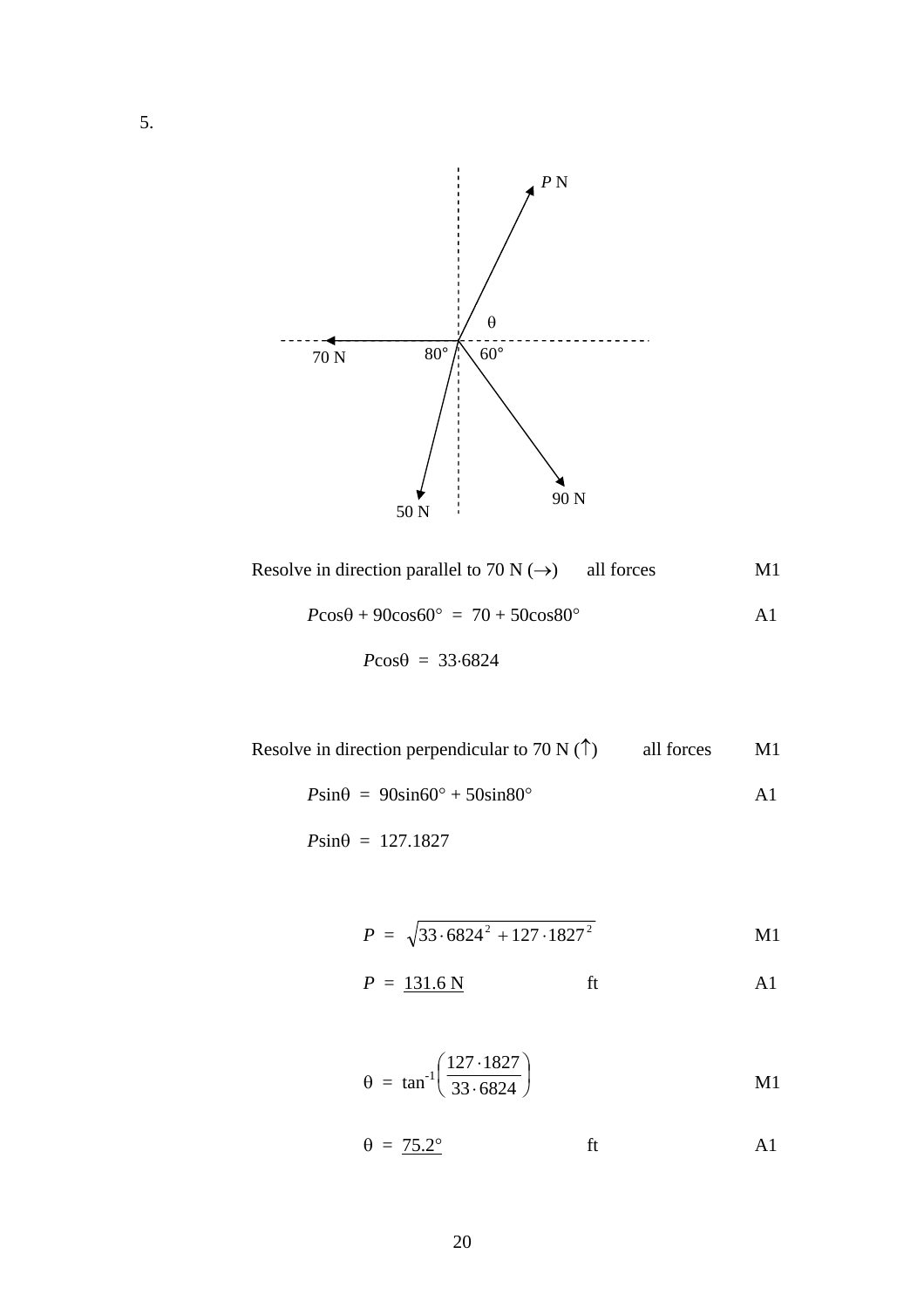5.

Resolve in direction parallel to 70 N ($\rightarrow$) all forces M1

$P\cos\theta + 90\cos60° = 70 + 50\cos80°$ A1

$P\cos\theta = 33{\cdot}6824$

Resolve in direction perpendicular to 70 N ($\uparrow$) all forces M1

$P\sin\theta = 90\sin60° + 50\sin80°$ A1

$P\sin\theta = 127.1827$

$P = \sqrt{33\cdot6824^2 + 127\cdot1827^2}$ M1

$P = \underline{131.6 \text{ N}}$ ft A1

$\theta = \tan^{-1}\left(\dfrac{127\cdot1827}{33\cdot6824}\right)$ M1

$\theta = \underline{75.2°}$ ft A1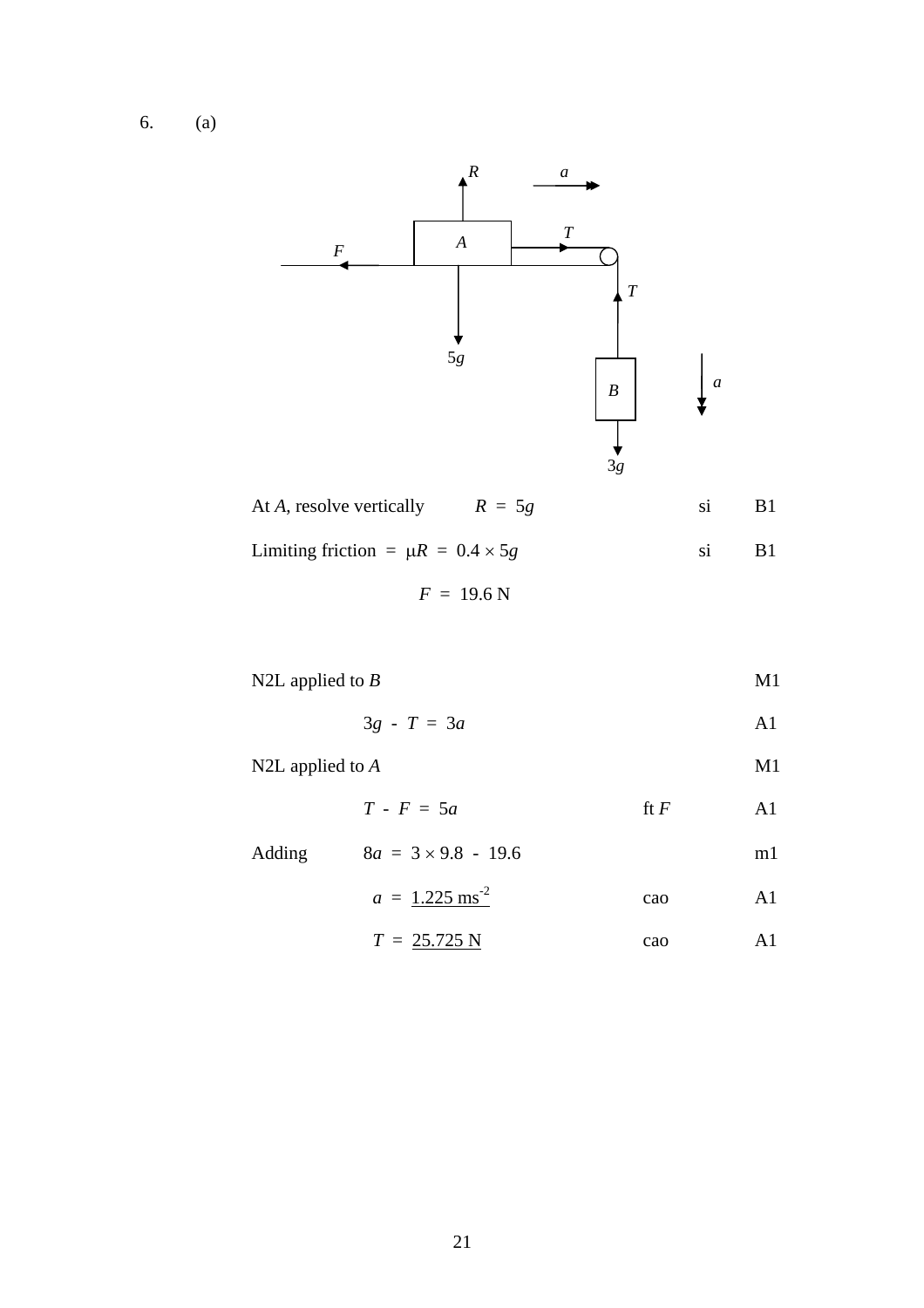6. (a)

At $A$, resolve vertically $\quad R = 5g$ $\quad$ si $\quad$ B1

Limiting friction $= \mu R = 0.4 \times 5g$ $\quad$ si $\quad$ B1

$$F = 19.6 \text{ N}$$

N2L applied to $B$ $\quad$ M1

$$3g - T = 3a \quad \text{A1}$$

N2L applied to $A$ $\quad$ M1

$$T - F = 5a \quad \text{ft } F \quad \text{A1}$$

Adding $\quad 8a = 3 \times 9.8 - 19.6$ $\quad$ m1

$$a = \underline{1.225 \text{ ms}^{-2}} \quad \text{cao} \quad \text{A1}$$

$$T = \underline{25.725 \text{ N}} \quad \text{cao} \quad \text{A1}$$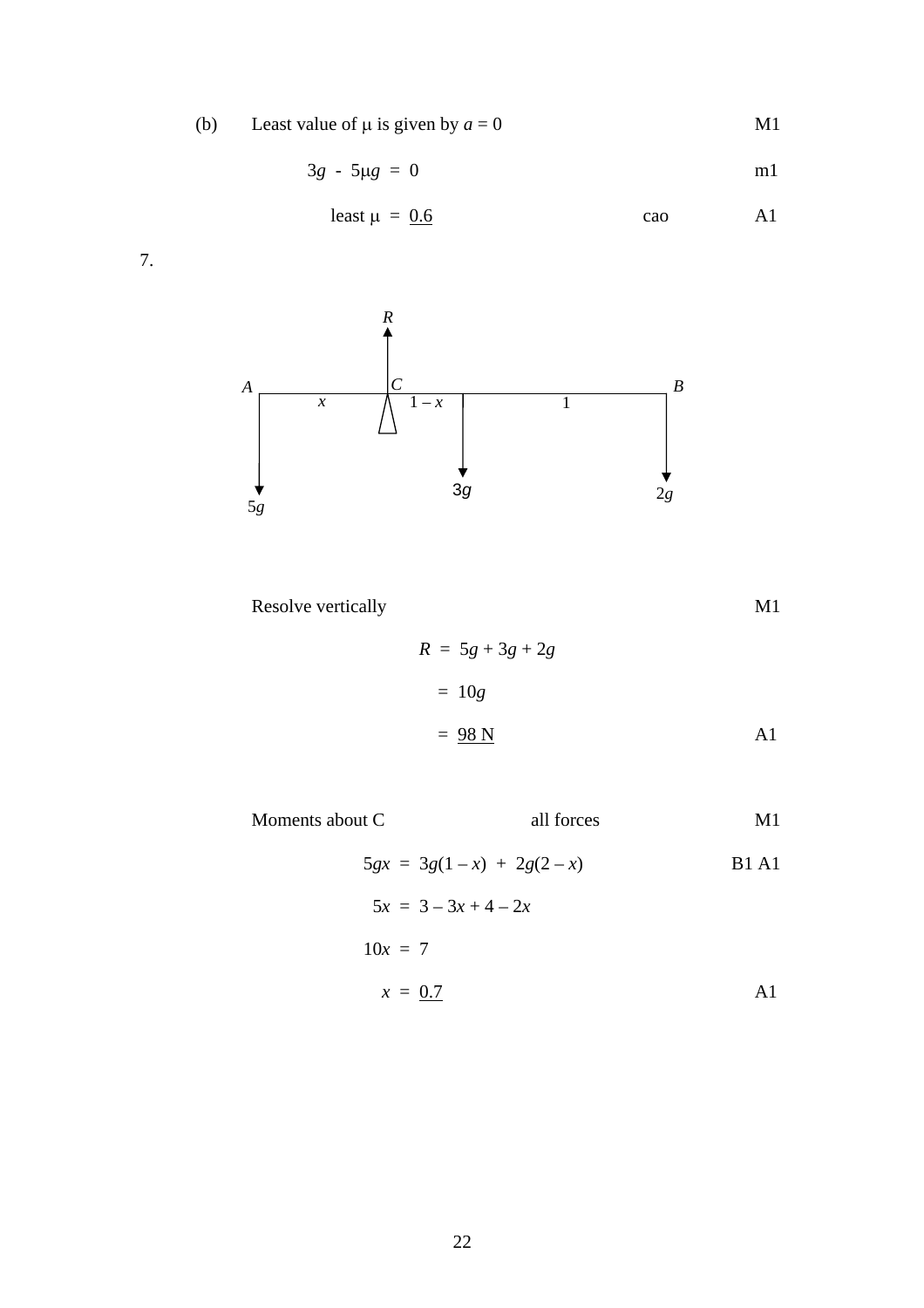(b) Least value of $\mu$ is given by $a = 0$ M1

$$3g - 5\mu g = 0$$ m1

least $\mu = \underline{0.6}$ cao A1

7.

Resolve vertically M1

$$R = 5g + 3g + 2g$$

$$= 10g$$

$$= \underline{98 \text{ N}}$$ A1

Moments about C all forces M1

$$5gx = 3g(1 - x) + 2g(2 - x)$$ B1 A1

$$5x = 3 - 3x + 4 - 2x$$

$$10x = 7$$

$$x = \underline{0.7}$$ A1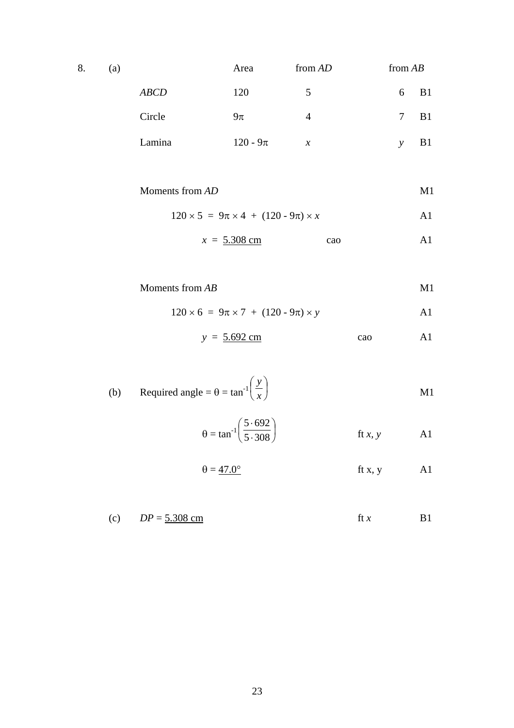8. (a)

| | Area | from $AD$ | from $AB$ | |
|---|---|---|---|---|
| *ABCD* | 120 | 5 | 6 | B1 |
| Circle | $9\pi$ | 4 | 7 | B1 |
| Lamina | $120 - 9\pi$ | $x$ | $y$ | B1 |

Moments from $AD$ — M1

$120 \times 5 = 9\pi \times 4 + (120 - 9\pi) \times x$ — A1

$x = \underline{5.308 \text{ cm}}$ cao — A1

Moments from $AB$ — M1

$120 \times 6 = 9\pi \times 7 + (120 - 9\pi) \times y$ — A1

$y = \underline{5.692 \text{ cm}}$ cao — A1

(b) Required angle = $\theta = \tan^{-1}\left(\dfrac{y}{x}\right)$ — M1

$\theta = \tan^{-1}\left(\dfrac{5 \cdot 692}{5 \cdot 308}\right)$ ft $x, y$ — A1

$\theta = \underline{47.0°}$ ft x, y — A1

(c) $DP = \underline{5.308 \text{ cm}}$ ft $x$ — B1